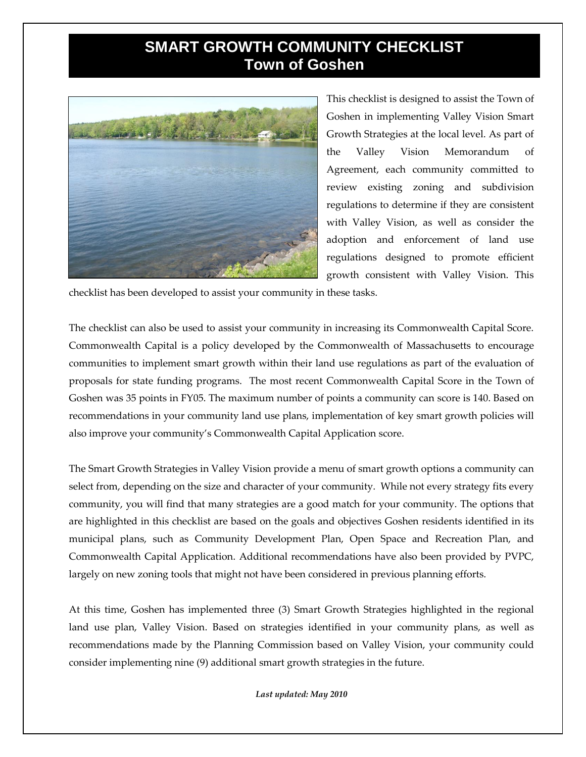# SMART GROWTH COMMUNITY CHECKLIST
## Town of Goshen

This checklist is designed to assist the Town of Goshen in implementing Valley Vision Smart Growth Strategies at the local level. As part of the Valley Vision Memorandum of Agreement, each community committed to review existing zoning and subdivision regulations to determine if they are consistent with Valley Vision, as well as consider the adoption and enforcement of land use regulations designed to promote efficient growth consistent with Valley Vision. This checklist has been developed to assist your community in these tasks.

The checklist can also be used to assist your community in increasing its Commonwealth Capital Score. Commonwealth Capital is a policy developed by the Commonwealth of Massachusetts to encourage communities to implement smart growth within their land use regulations as part of the evaluation of proposals for state funding programs. The most recent Commonwealth Capital Score in the Town of Goshen was 35 points in FY05. The maximum number of points a community can score is 140. Based on recommendations in your community land use plans, implementation of key smart growth policies will also improve your community's Commonwealth Capital Application score.

The Smart Growth Strategies in Valley Vision provide a menu of smart growth options a community can select from, depending on the size and character of your community. While not every strategy fits every community, you will find that many strategies are a good match for your community. The options that are highlighted in this checklist are based on the goals and objectives Goshen residents identified in its municipal plans, such as Community Development Plan, Open Space and Recreation Plan, and Commonwealth Capital Application. Additional recommendations have also been provided by PVPC, largely on new zoning tools that might not have been considered in previous planning efforts.

At this time, Goshen has implemented three (3) Smart Growth Strategies highlighted in the regional land use plan, Valley Vision. Based on strategies identified in your community plans, as well as recommendations made by the Planning Commission based on Valley Vision, your community could consider implementing nine (9) additional smart growth strategies in the future.

***Last updated: May 2010***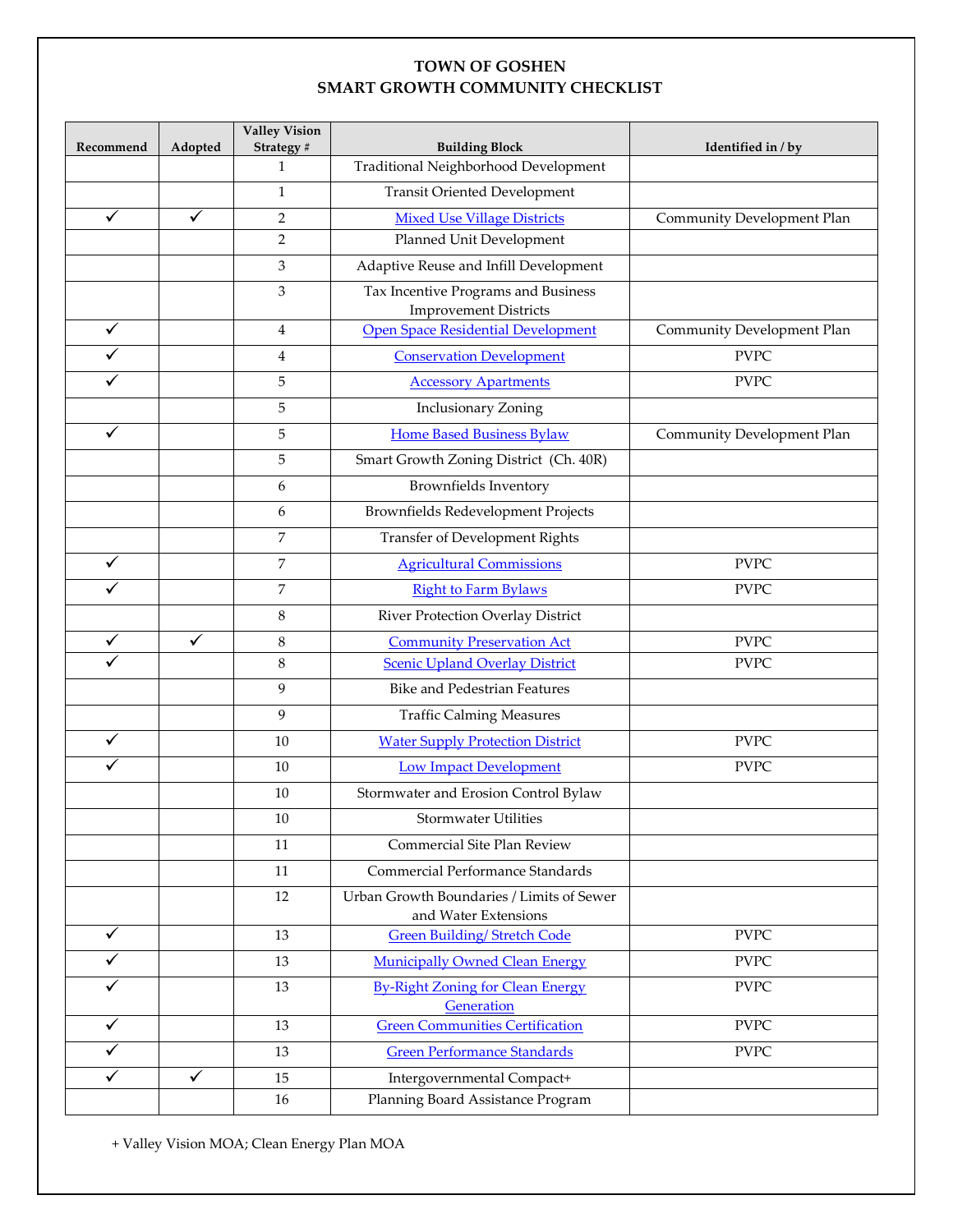# TOWN OF GOSHEN
## SMART GROWTH COMMUNITY CHECKLIST

| Recommend | Adopted | Valley Vision Strategy # | Building Block | Identified in / by |
|---|---|---|---|---|
| | | 1 | Traditional Neighborhood Development | |
| | | 1 | Transit Oriented Development | |
| ✓ | ✓ | 2 | Mixed Use Village Districts | Community Development Plan |
| | | 2 | Planned Unit Development | |
| | | 3 | Adaptive Reuse and Infill Development | |
| | | 3 | Tax Incentive Programs and Business Improvement Districts | |
| ✓ | | 4 | Open Space Residential Development | Community Development Plan |
| ✓ | | 4 | Conservation Development | PVPC |
| ✓ | | 5 | Accessory Apartments | PVPC |
| | | 5 | Inclusionary Zoning | |
| ✓ | | 5 | Home Based Business Bylaw | Community Development Plan |
| | | 5 | Smart Growth Zoning District (Ch. 40R) | |
| | | 6 | Brownfields Inventory | |
| | | 6 | Brownfields Redevelopment Projects | |
| | | 7 | Transfer of Development Rights | |
| ✓ | | 7 | Agricultural Commissions | PVPC |
| ✓ | | 7 | Right to Farm Bylaws | PVPC |
| | | 8 | River Protection Overlay District | |
| ✓ | ✓ | 8 | Community Preservation Act | PVPC |
| ✓ | | 8 | Scenic Upland Overlay District | PVPC |
| | | 9 | Bike and Pedestrian Features | |
| | | 9 | Traffic Calming Measures | |
| ✓ | | 10 | Water Supply Protection District | PVPC |
| ✓ | | 10 | Low Impact Development | PVPC |
| | | 10 | Stormwater and Erosion Control Bylaw | |
| | | 10 | Stormwater Utilities | |
| | | 11 | Commercial Site Plan Review | |
| | | 11 | Commercial Performance Standards | |
| | | 12 | Urban Growth Boundaries / Limits of Sewer and Water Extensions | |
| ✓ | | 13 | Green Building/ Stretch Code | PVPC |
| ✓ | | 13 | Municipally Owned Clean Energy | PVPC |
| ✓ | | 13 | By-Right Zoning for Clean Energy Generation | PVPC |
| ✓ | | 13 | Green Communities Certification | PVPC |
| ✓ | | 13 | Green Performance Standards | PVPC |
| ✓ | ✓ | 15 | Intergovernmental Compact+ | |
| | | 16 | Planning Board Assistance Program | |

+ Valley Vision MOA; Clean Energy Plan MOA